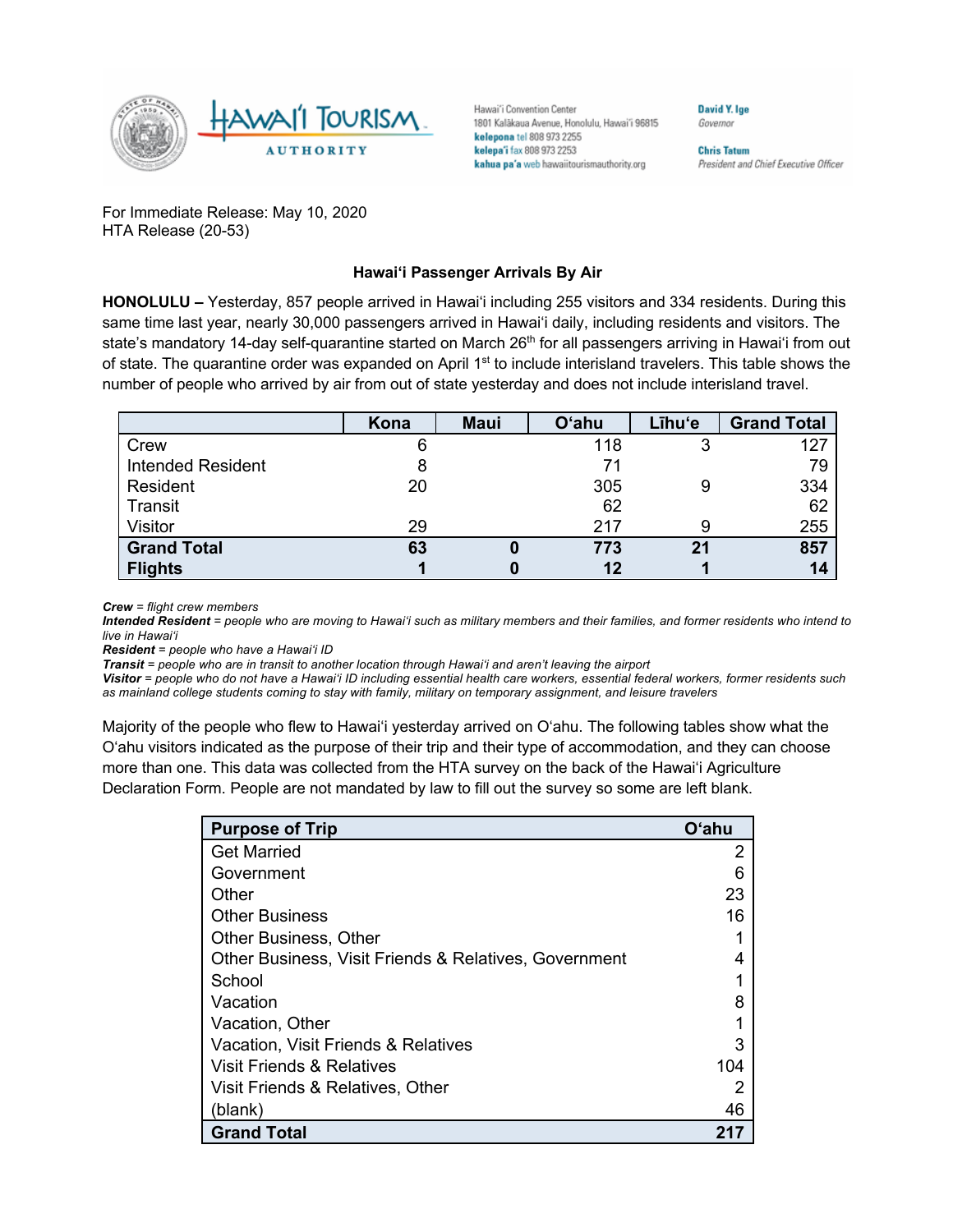Hawai'i Convention Center
1801 Kalākaua Avenue, Honolulu, Hawai'i 96815
**kelepona** tel 808 973 2255
**kelepa'i** fax 808 973 2253
**kahua pa'a** web hawaiitourismauthority.org

**David Y. Ige**
Governor

**Chris Tatum**
President and Chief Executive Officer

For Immediate Release: May 10, 2020
HTA Release (20-53)

### Hawai'i Passenger Arrivals By Air

**HONOLULU –** Yesterday, 857 people arrived in Hawai'i including 255 visitors and 334 residents. During this same time last year, nearly 30,000 passengers arrived in Hawai'i daily, including residents and visitors. The state's mandatory 14-day self-quarantine started on March 26th for all passengers arriving in Hawai'i from out of state. The quarantine order was expanded on April 1st to include interisland travelers. This table shows the number of people who arrived by air from out of state yesterday and does not include interisland travel.

| | Kona | Maui | O'ahu | Līhu'e | Grand Total |
|---|---|---|---|---|---|
| Crew | 6 | | 118 | 3 | 127 |
| Intended Resident | 8 | | 71 | | 79 |
| Resident | 20 | | 305 | 9 | 334 |
| Transit | | | 62 | | 62 |
| Visitor | 29 | | 217 | 9 | 255 |
| **Grand Total** | **63** | **0** | **773** | **21** | **857** |
| **Flights** | **1** | **0** | **12** | **1** | **14** |

***Crew*** *= flight crew members*
***Intended Resident*** *= people who are moving to Hawai'i such as military members and their families, and former residents who intend to live in Hawai'i*
***Resident*** *= people who have a Hawai'i ID*
***Transit*** *= people who are in transit to another location through Hawai'i and aren't leaving the airport*
***Visitor*** *= people who do not have a Hawai'i ID including essential health care workers, essential federal workers, former residents such as mainland college students coming to stay with family, military on temporary assignment, and leisure travelers*

Majority of the people who flew to Hawai'i yesterday arrived on O'ahu. The following tables show what the O'ahu visitors indicated as the purpose of their trip and their type of accommodation, and they can choose more than one. This data was collected from the HTA survey on the back of the Hawai'i Agriculture Declaration Form. People are not mandated by law to fill out the survey so some are left blank.

| Purpose of Trip | O'ahu |
|---|---|
| Get Married | 2 |
| Government | 6 |
| Other | 23 |
| Other Business | 16 |
| Other Business, Other | 1 |
| Other Business, Visit Friends & Relatives, Government | 4 |
| School | 1 |
| Vacation | 8 |
| Vacation, Other | 1 |
| Vacation, Visit Friends & Relatives | 3 |
| Visit Friends & Relatives | 104 |
| Visit Friends & Relatives, Other | 2 |
| (blank) | 46 |
| **Grand Total** | **217** |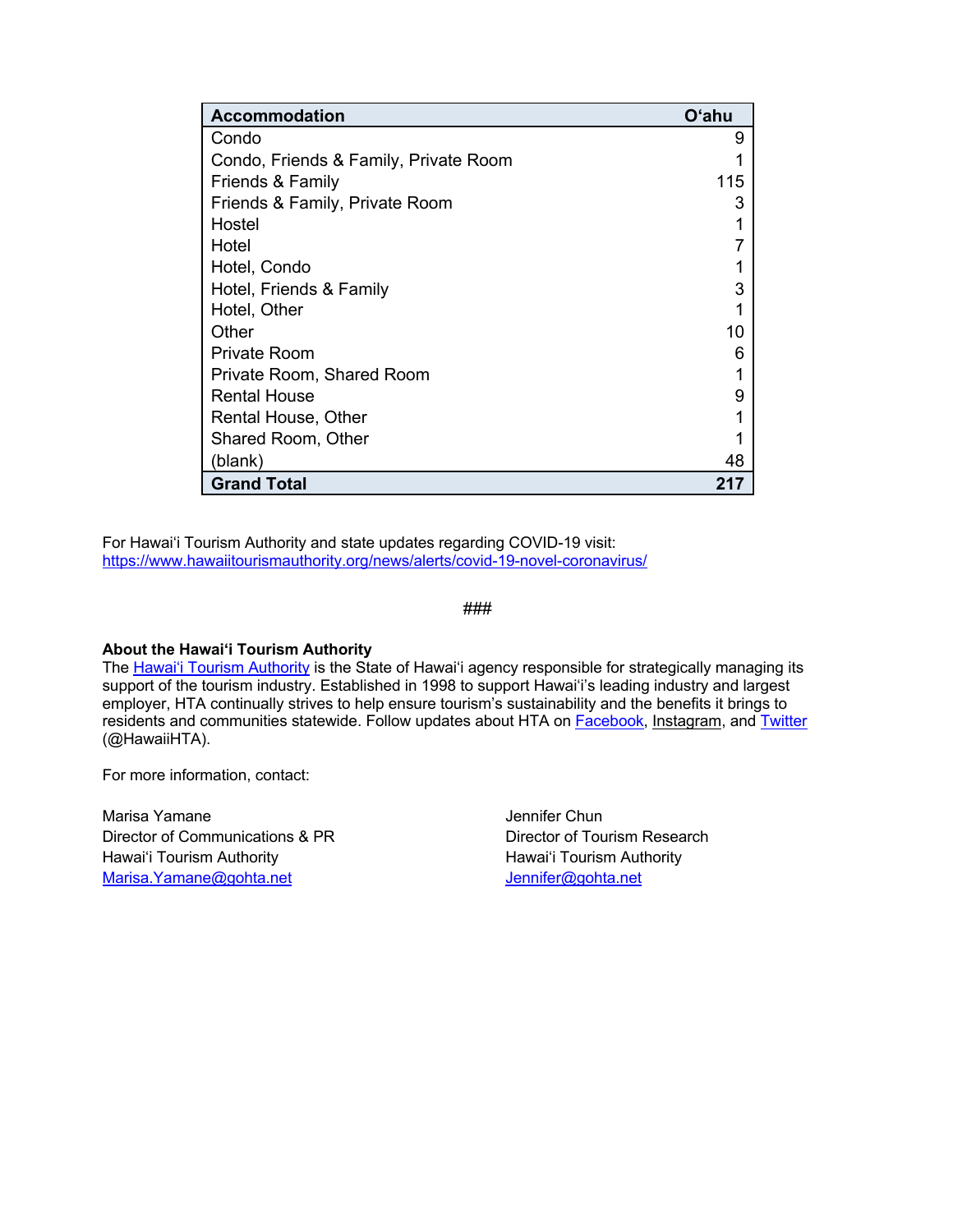| Accommodation | O'ahu |
| --- | --- |
| Condo | 9 |
| Condo, Friends & Family, Private Room | 1 |
| Friends & Family | 115 |
| Friends & Family, Private Room | 3 |
| Hostel | 1 |
| Hotel | 7 |
| Hotel, Condo | 1 |
| Hotel, Friends & Family | 3 |
| Hotel, Other | 1 |
| Other | 10 |
| Private Room | 6 |
| Private Room, Shared Room | 1 |
| Rental House | 9 |
| Rental House, Other | 1 |
| Shared Room, Other | 1 |
| (blank) | 48 |
| **Grand Total** | **217** |

For Hawai'i Tourism Authority and state updates regarding COVID-19 visit:
https://www.hawaiitourismauthority.org/news/alerts/covid-19-novel-coronavirus/

###

**About the Hawai'i Tourism Authority**
The Hawai'i Tourism Authority is the State of Hawai'i agency responsible for strategically managing its support of the tourism industry. Established in 1998 to support Hawai'i's leading industry and largest employer, HTA continually strives to help ensure tourism's sustainability and the benefits it brings to residents and communities statewide. Follow updates about HTA on Facebook, Instagram, and Twitter (@HawaiiHTA).

For more information, contact:

Marisa Yamane
Director of Communications & PR
Hawai'i Tourism Authority
Marisa.Yamane@gohta.net

Jennifer Chun
Director of Tourism Research
Hawai'i Tourism Authority
Jennifer@gohta.net